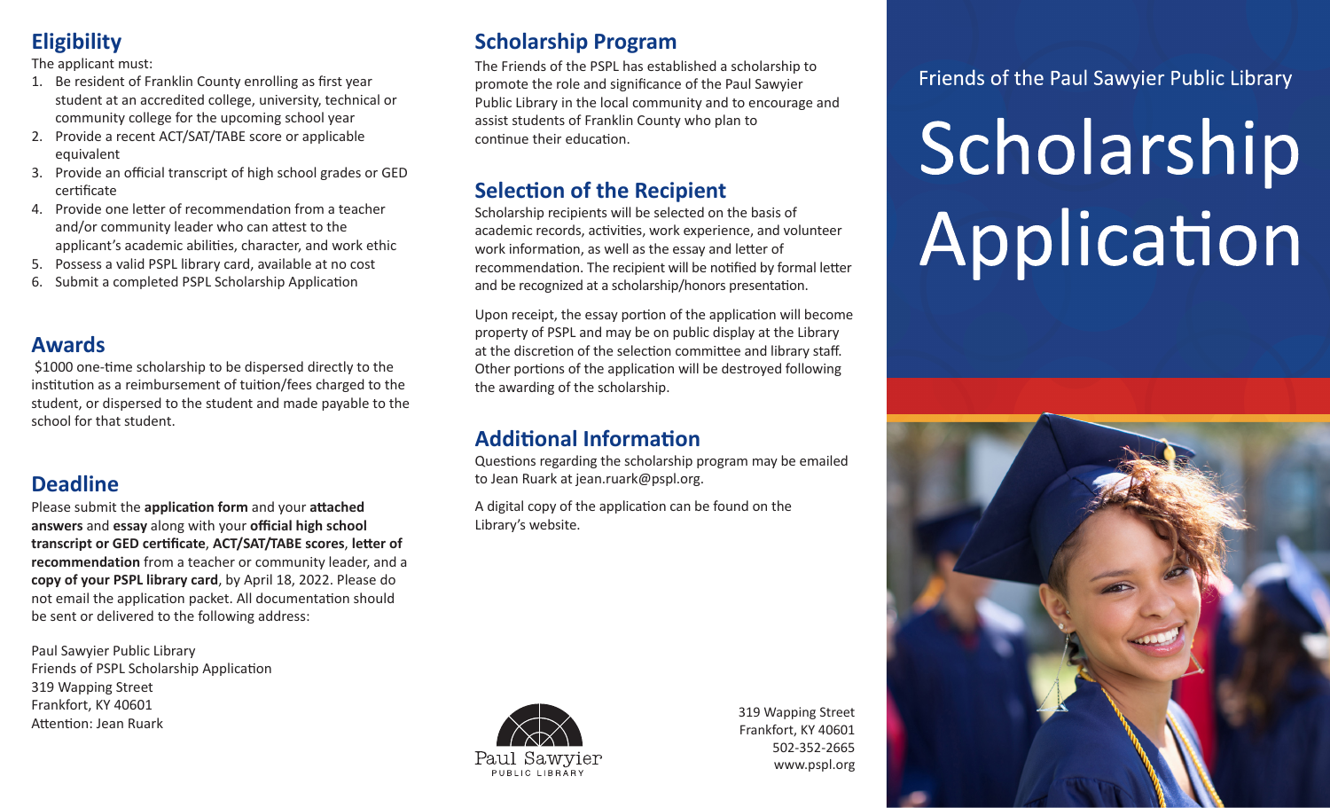## Eligibility

The applicant must:

1. Be resident of Franklin County enrolling as first year student at an accredited college, university, technical or community college for the upcoming school year
2. Provide a recent ACT/SAT/TABE score or applicable equivalent
3. Provide an official transcript of high school grades or GED certificate
4. Provide one letter of recommendation from a teacher and/or community leader who can attest to the applicant's academic abilities, character, and work ethic
5. Possess a valid PSPL library card, available at no cost
6. Submit a completed PSPL Scholarship Application

## Awards

$1000 one-time scholarship to be dispersed directly to the institution as a reimbursement of tuition/fees charged to the student, or dispersed to the student and made payable to the school for that student.

## Deadline

Please submit the **application form** and your **attached answers** and **essay** along with your **official high school transcript or GED certificate**, **ACT/SAT/TABE scores**, **letter of recommendation** from a teacher or community leader, and a **copy of your PSPL library card**, by April 18, 2022. Please do not email the application packet. All documentation should be sent or delivered to the following address:

Paul Sawyier Public Library
Friends of PSPL Scholarship Application
319 Wapping Street
Frankfort, KY 40601
Attention: Jean Ruark

## Scholarship Program

The Friends of the PSPL has established a scholarship to promote the role and significance of the Paul Sawyier Public Library in the local community and to encourage and assist students of Franklin County who plan to continue their education.

## Selection of the Recipient

Scholarship recipients will be selected on the basis of academic records, activities, work experience, and volunteer work information, as well as the essay and letter of recommendation. The recipient will be notified by formal letter and be recognized at a scholarship/honors presentation.

Upon receipt, the essay portion of the application will become property of PSPL and may be on public display at the Library at the discretion of the selection committee and library staff. Other portions of the application will be destroyed following the awarding of the scholarship.

## Additional Information

Questions regarding the scholarship program may be emailed to Jean Ruark at jean.ruark@pspl.org.

A digital copy of the application can be found on the Library's website.

Paul Sawyier
PUBLIC LIBRARY

319 Wapping Street
Frankfort, KY 40601
502-352-2665
www.pspl.org

Friends of the Paul Sawyier Public Library

# Scholarship Application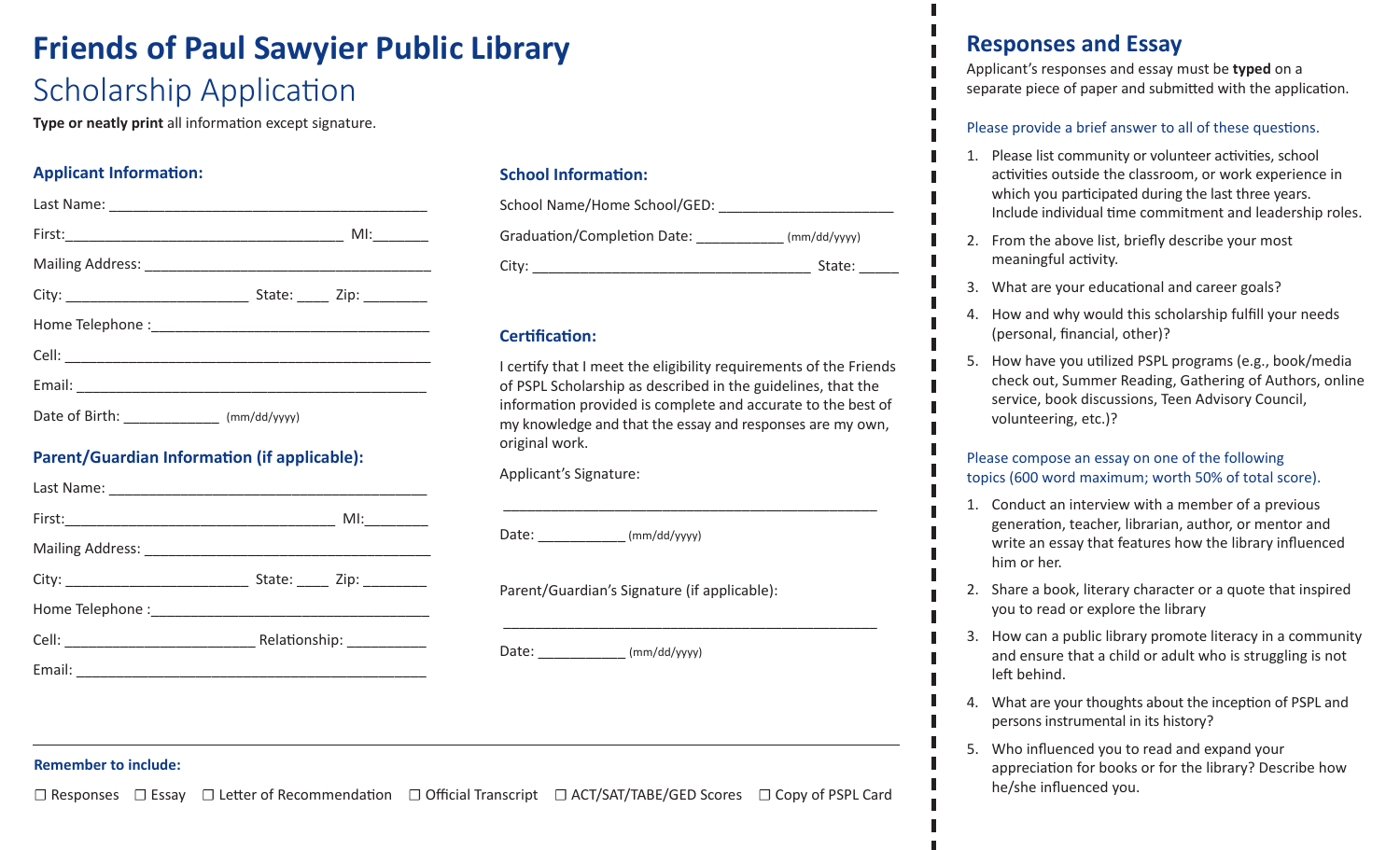# Friends of Paul Sawyier Public Library

## Scholarship Application

**Type or neatly print** all information except signature.

### Applicant Information:

Last Name: ________________________________________

First:___________________________________ MI:_______

Mailing Address: ____________________________________

City: _______________________ State: ____ Zip: ________

Home Telephone :___________________________________

Cell: _______________________________________________

Email: ______________________________________________

Date of Birth: ____________ (mm/dd/yyyy)

### Parent/Guardian Information (if applicable):

Last Name: ________________________________________

First:__________________________________ MI:________

Mailing Address: ____________________________________

City: _______________________ State: ____ Zip: ________

Home Telephone :___________________________________

Cell: ________________________ Relationship: __________

Email: ______________________________________________

### School Information:

School Name/Home School/GED: ______________________

Graduation/Completion Date: ___________ (mm/dd/yyyy)

City: ___________________________________ State: _____

### Certification:

I certify that I meet the eligibility requirements of the Friends of PSPL Scholarship as described in the guidelines, that the information provided is complete and accurate to the best of my knowledge and that the essay and responses are my own, original work.

Applicant's Signature:

________________________________________________

Date: ___________ (mm/dd/yyyy)

Parent/Guardian's Signature (if applicable):

________________________________________________

Date: ___________ (mm/dd/yyyy)

**Remember to include:**

☐ Responses ☐ Essay ☐ Letter of Recommendation ☐ Official Transcript ☐ ACT/SAT/TABE/GED Scores ☐ Copy of PSPL Card

## Responses and Essay

Applicant's responses and essay must be **typed** on a separate piece of paper and submitted with the application.

Please provide a brief answer to all of these questions.

1. Please list community or volunteer activities, school activities outside the classroom, or work experience in which you participated during the last three years. Include individual time commitment and leadership roles.
2. From the above list, briefly describe your most meaningful activity.
3. What are your educational and career goals?
4. How and why would this scholarship fulfill your needs (personal, financial, other)?
5. How have you utilized PSPL programs (e.g., book/media check out, Summer Reading, Gathering of Authors, online service, book discussions, Teen Advisory Council, volunteering, etc.)?

Please compose an essay on one of the following topics (600 word maximum; worth 50% of total score).

1. Conduct an interview with a member of a previous generation, teacher, librarian, author, or mentor and write an essay that features how the library influenced him or her.
2. Share a book, literary character or a quote that inspired you to read or explore the library
3. How can a public library promote literacy in a community and ensure that a child or adult who is struggling is not left behind.
4. What are your thoughts about the inception of PSPL and persons instrumental in its history?
5. Who influenced you to read and expand your appreciation for books or for the library? Describe how he/she influenced you.